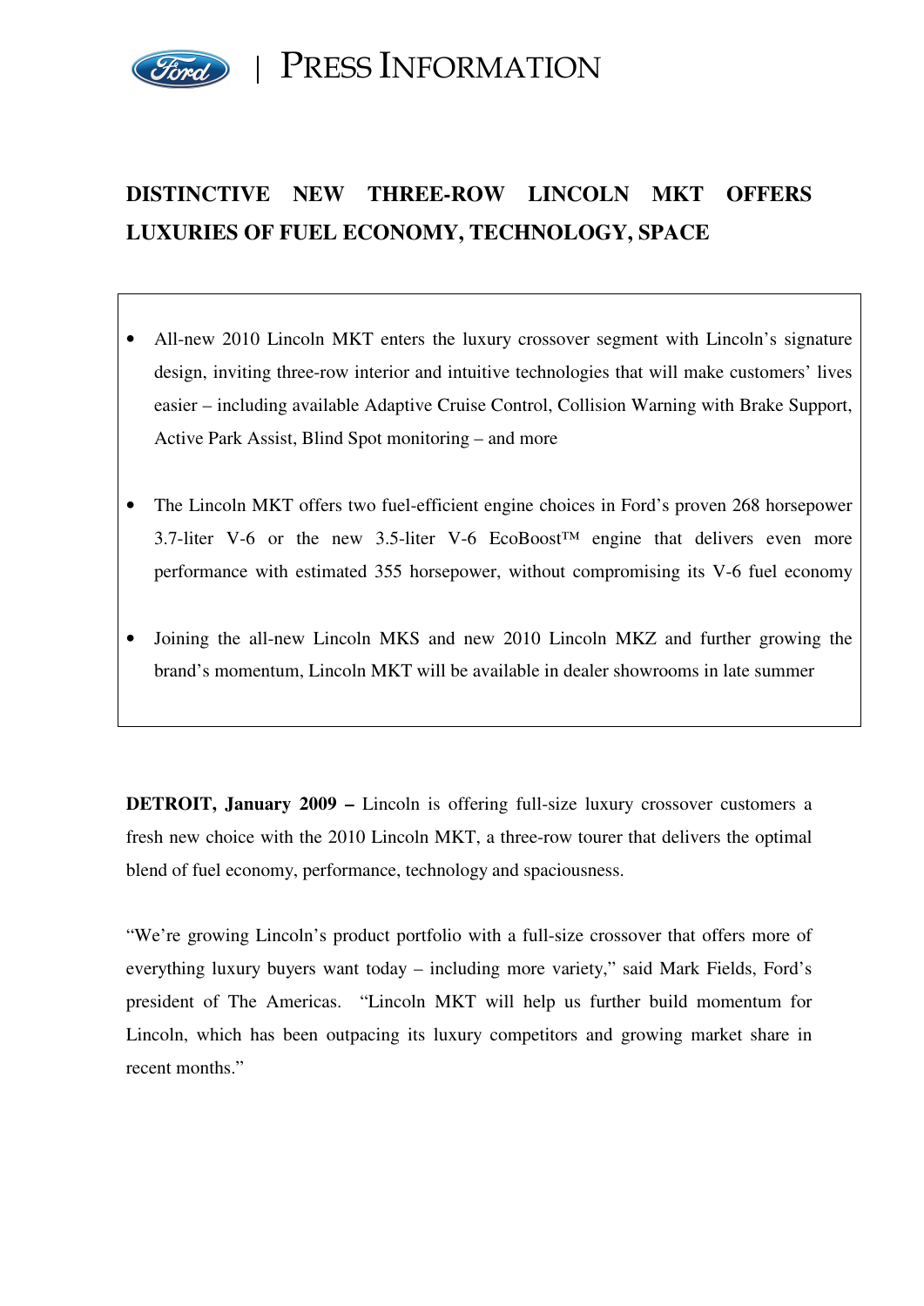PRESS INFORMATION

# DISTINCTIVE NEW THREE-ROW LINCOLN MKT OFFERS LUXURIES OF FUEL ECONOMY, TECHNOLOGY, SPACE

- All-new 2010 Lincoln MKT enters the luxury crossover segment with Lincoln's signature design, inviting three-row interior and intuitive technologies that will make customers' lives easier – including available Adaptive Cruise Control, Collision Warning with Brake Support, Active Park Assist, Blind Spot monitoring – and more
- The Lincoln MKT offers two fuel-efficient engine choices in Ford's proven 268 horsepower 3.7-liter V-6 or the new 3.5-liter V-6 EcoBoost™ engine that delivers even more performance with estimated 355 horsepower, without compromising its V-6 fuel economy
- Joining the all-new Lincoln MKS and new 2010 Lincoln MKZ and further growing the brand's momentum, Lincoln MKT will be available in dealer showrooms in late summer

**DETROIT, January 2009 –** Lincoln is offering full-size luxury crossover customers a fresh new choice with the 2010 Lincoln MKT, a three-row tourer that delivers the optimal blend of fuel economy, performance, technology and spaciousness.

"We're growing Lincoln's product portfolio with a full-size crossover that offers more of everything luxury buyers want today – including more variety," said Mark Fields, Ford's president of The Americas. "Lincoln MKT will help us further build momentum for Lincoln, which has been outpacing its luxury competitors and growing market share in recent months."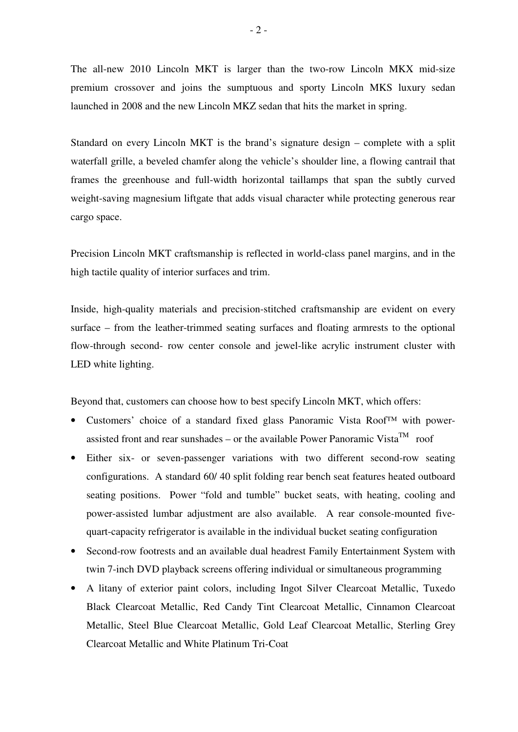The all-new 2010 Lincoln MKT is larger than the two-row Lincoln MKX mid-size premium crossover and joins the sumptuous and sporty Lincoln MKS luxury sedan launched in 2008 and the new Lincoln MKZ sedan that hits the market in spring.

Standard on every Lincoln MKT is the brand's signature design – complete with a split waterfall grille, a beveled chamfer along the vehicle's shoulder line, a flowing cantrail that frames the greenhouse and full-width horizontal taillamps that span the subtly curved weight-saving magnesium liftgate that adds visual character while protecting generous rear cargo space.

Precision Lincoln MKT craftsmanship is reflected in world-class panel margins, and in the high tactile quality of interior surfaces and trim.

Inside, high-quality materials and precision-stitched craftsmanship are evident on every surface – from the leather-trimmed seating surfaces and floating armrests to the optional flow-through second- row center console and jewel-like acrylic instrument cluster with LED white lighting.

Beyond that, customers can choose how to best specify Lincoln MKT, which offers:

- Customers' choice of a standard fixed glass Panoramic Vista Roof™ with power-assisted front and rear sunshades – or the available Power Panoramic Vista™ roof
- Either six- or seven-passenger variations with two different second-row seating configurations. A standard 60/ 40 split folding rear bench seat features heated outboard seating positions. Power "fold and tumble" bucket seats, with heating, cooling and power-assisted lumbar adjustment are also available. A rear console-mounted five-quart-capacity refrigerator is available in the individual bucket seating configuration
- Second-row footrests and an available dual headrest Family Entertainment System with twin 7-inch DVD playback screens offering individual or simultaneous programming
- A litany of exterior paint colors, including Ingot Silver Clearcoat Metallic, Tuxedo Black Clearcoat Metallic, Red Candy Tint Clearcoat Metallic, Cinnamon Clearcoat Metallic, Steel Blue Clearcoat Metallic, Gold Leaf Clearcoat Metallic, Sterling Grey Clearcoat Metallic and White Platinum Tri-Coat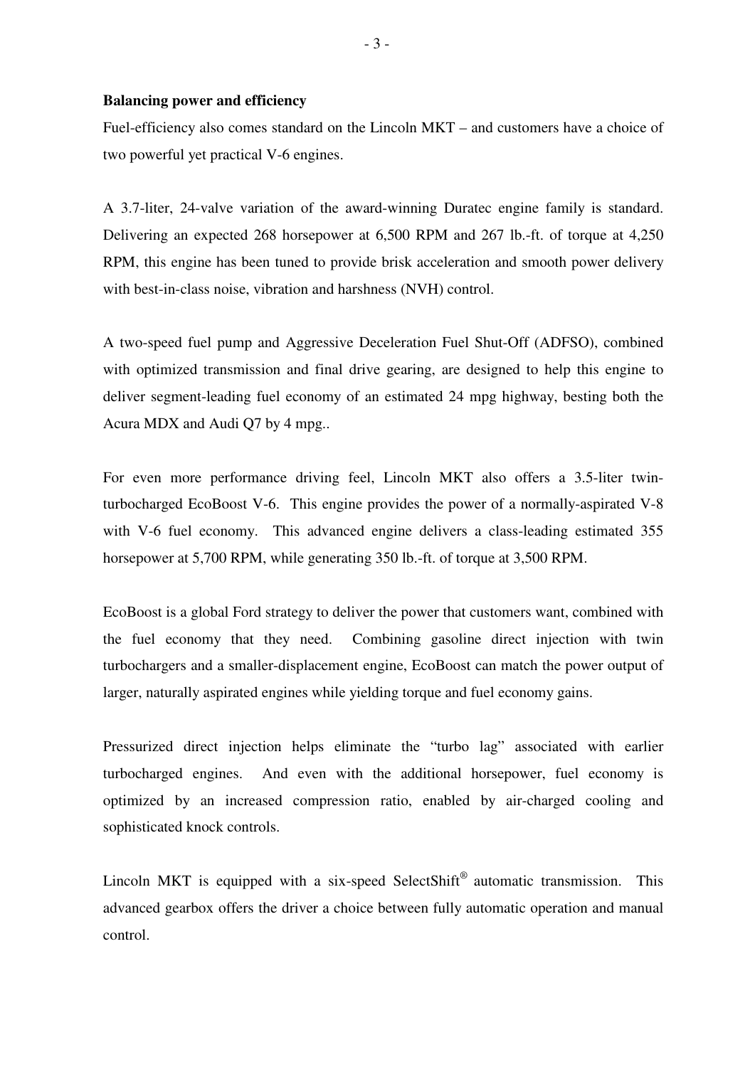**Balancing power and efficiency**

Fuel-efficiency also comes standard on the Lincoln MKT – and customers have a choice of two powerful yet practical V-6 engines.

A 3.7-liter, 24-valve variation of the award-winning Duratec engine family is standard. Delivering an expected 268 horsepower at 6,500 RPM and 267 lb.-ft. of torque at 4,250 RPM, this engine has been tuned to provide brisk acceleration and smooth power delivery with best-in-class noise, vibration and harshness (NVH) control.

A two-speed fuel pump and Aggressive Deceleration Fuel Shut-Off (ADFSO), combined with optimized transmission and final drive gearing, are designed to help this engine to deliver segment-leading fuel economy of an estimated 24 mpg highway, besting both the Acura MDX and Audi Q7 by 4 mpg..

For even more performance driving feel, Lincoln MKT also offers a 3.5-liter twin-turbocharged EcoBoost V-6. This engine provides the power of a normally-aspirated V-8 with V-6 fuel economy. This advanced engine delivers a class-leading estimated 355 horsepower at 5,700 RPM, while generating 350 lb.-ft. of torque at 3,500 RPM.

EcoBoost is a global Ford strategy to deliver the power that customers want, combined with the fuel economy that they need. Combining gasoline direct injection with twin turbochargers and a smaller-displacement engine, EcoBoost can match the power output of larger, naturally aspirated engines while yielding torque and fuel economy gains.

Pressurized direct injection helps eliminate the "turbo lag" associated with earlier turbocharged engines. And even with the additional horsepower, fuel economy is optimized by an increased compression ratio, enabled by air-charged cooling and sophisticated knock controls.

Lincoln MKT is equipped with a six-speed SelectShift® automatic transmission. This advanced gearbox offers the driver a choice between fully automatic operation and manual control.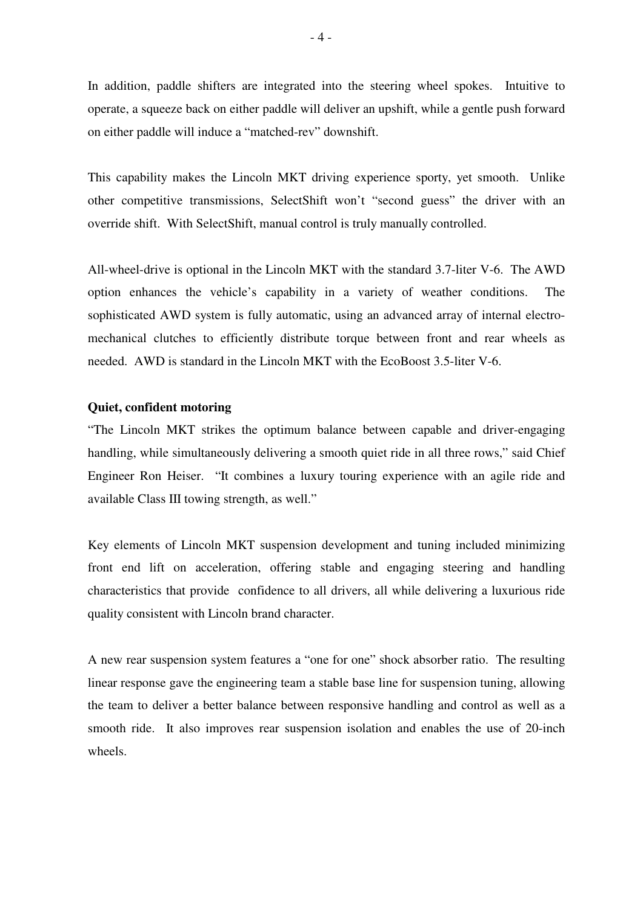In addition, paddle shifters are integrated into the steering wheel spokes. Intuitive to operate, a squeeze back on either paddle will deliver an upshift, while a gentle push forward on either paddle will induce a "matched-rev" downshift.

This capability makes the Lincoln MKT driving experience sporty, yet smooth. Unlike other competitive transmissions, SelectShift won't "second guess" the driver with an override shift. With SelectShift, manual control is truly manually controlled.

All-wheel-drive is optional in the Lincoln MKT with the standard 3.7-liter V-6. The AWD option enhances the vehicle's capability in a variety of weather conditions. The sophisticated AWD system is fully automatic, using an advanced array of internal electro-mechanical clutches to efficiently distribute torque between front and rear wheels as needed. AWD is standard in the Lincoln MKT with the EcoBoost 3.5-liter V-6.

**Quiet, confident motoring**

"The Lincoln MKT strikes the optimum balance between capable and driver-engaging handling, while simultaneously delivering a smooth quiet ride in all three rows," said Chief Engineer Ron Heiser. "It combines a luxury touring experience with an agile ride and available Class III towing strength, as well."

Key elements of Lincoln MKT suspension development and tuning included minimizing front end lift on acceleration, offering stable and engaging steering and handling characteristics that provide confidence to all drivers, all while delivering a luxurious ride quality consistent with Lincoln brand character.

A new rear suspension system features a "one for one" shock absorber ratio. The resulting linear response gave the engineering team a stable base line for suspension tuning, allowing the team to deliver a better balance between responsive handling and control as well as a smooth ride. It also improves rear suspension isolation and enables the use of 20-inch wheels.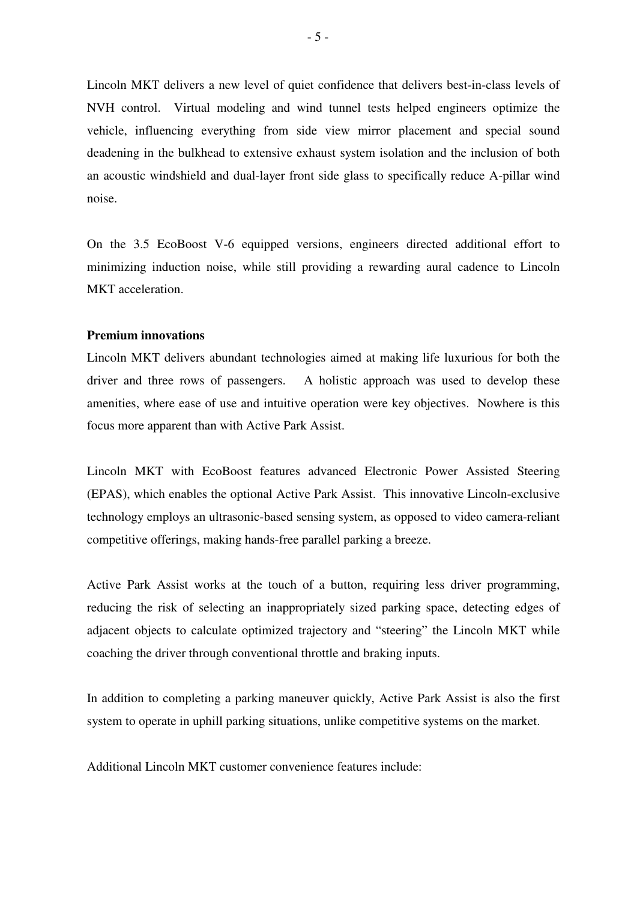Lincoln MKT delivers a new level of quiet confidence that delivers best-in-class levels of NVH control. Virtual modeling and wind tunnel tests helped engineers optimize the vehicle, influencing everything from side view mirror placement and special sound deadening in the bulkhead to extensive exhaust system isolation and the inclusion of both an acoustic windshield and dual-layer front side glass to specifically reduce A-pillar wind noise.

On the 3.5 EcoBoost V-6 equipped versions, engineers directed additional effort to minimizing induction noise, while still providing a rewarding aural cadence to Lincoln MKT acceleration.

**Premium innovations**

Lincoln MKT delivers abundant technologies aimed at making life luxurious for both the driver and three rows of passengers. A holistic approach was used to develop these amenities, where ease of use and intuitive operation were key objectives. Nowhere is this focus more apparent than with Active Park Assist.

Lincoln MKT with EcoBoost features advanced Electronic Power Assisted Steering (EPAS), which enables the optional Active Park Assist. This innovative Lincoln-exclusive technology employs an ultrasonic-based sensing system, as opposed to video camera-reliant competitive offerings, making hands-free parallel parking a breeze.

Active Park Assist works at the touch of a button, requiring less driver programming, reducing the risk of selecting an inappropriately sized parking space, detecting edges of adjacent objects to calculate optimized trajectory and "steering" the Lincoln MKT while coaching the driver through conventional throttle and braking inputs.

In addition to completing a parking maneuver quickly, Active Park Assist is also the first system to operate in uphill parking situations, unlike competitive systems on the market.

Additional Lincoln MKT customer convenience features include: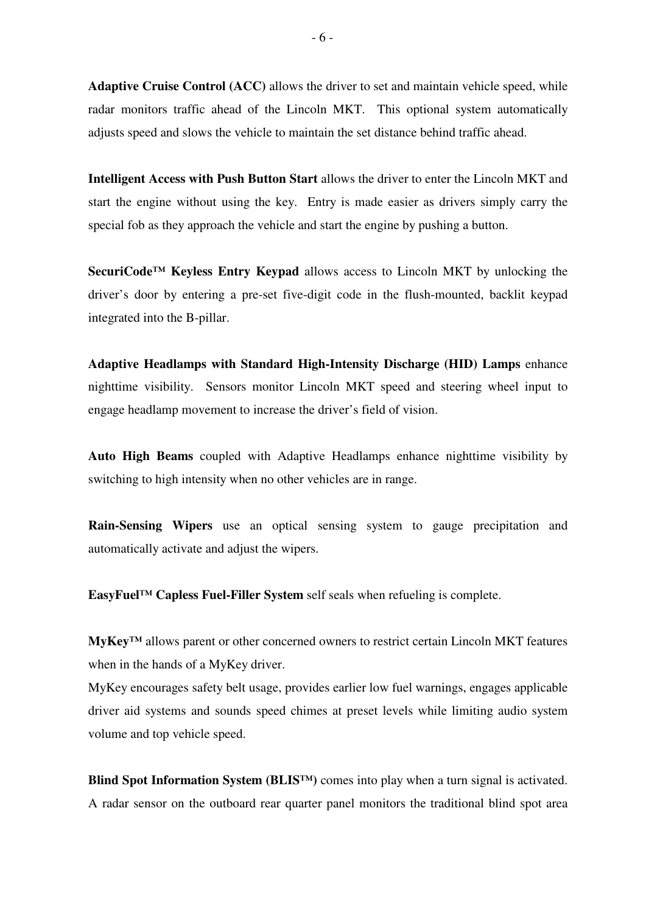**Adaptive Cruise Control (ACC)** allows the driver to set and maintain vehicle speed, while radar monitors traffic ahead of the Lincoln MKT. This optional system automatically adjusts speed and slows the vehicle to maintain the set distance behind traffic ahead.

**Intelligent Access with Push Button Start** allows the driver to enter the Lincoln MKT and start the engine without using the key. Entry is made easier as drivers simply carry the special fob as they approach the vehicle and start the engine by pushing a button.

**SecuriCode™ Keyless Entry Keypad** allows access to Lincoln MKT by unlocking the driver's door by entering a pre-set five-digit code in the flush-mounted, backlit keypad integrated into the B-pillar.

**Adaptive Headlamps with Standard High-Intensity Discharge (HID) Lamps** enhance nighttime visibility. Sensors monitor Lincoln MKT speed and steering wheel input to engage headlamp movement to increase the driver's field of vision.

**Auto High Beams** coupled with Adaptive Headlamps enhance nighttime visibility by switching to high intensity when no other vehicles are in range.

**Rain-Sensing Wipers** use an optical sensing system to gauge precipitation and automatically activate and adjust the wipers.

**EasyFuel™ Capless Fuel-Filler System** self seals when refueling is complete.

**MyKey™** allows parent or other concerned owners to restrict certain Lincoln MKT features when in the hands of a MyKey driver.
MyKey encourages safety belt usage, provides earlier low fuel warnings, engages applicable driver aid systems and sounds speed chimes at preset levels while limiting audio system volume and top vehicle speed.

**Blind Spot Information System (BLIS™)** comes into play when a turn signal is activated. A radar sensor on the outboard rear quarter panel monitors the traditional blind spot area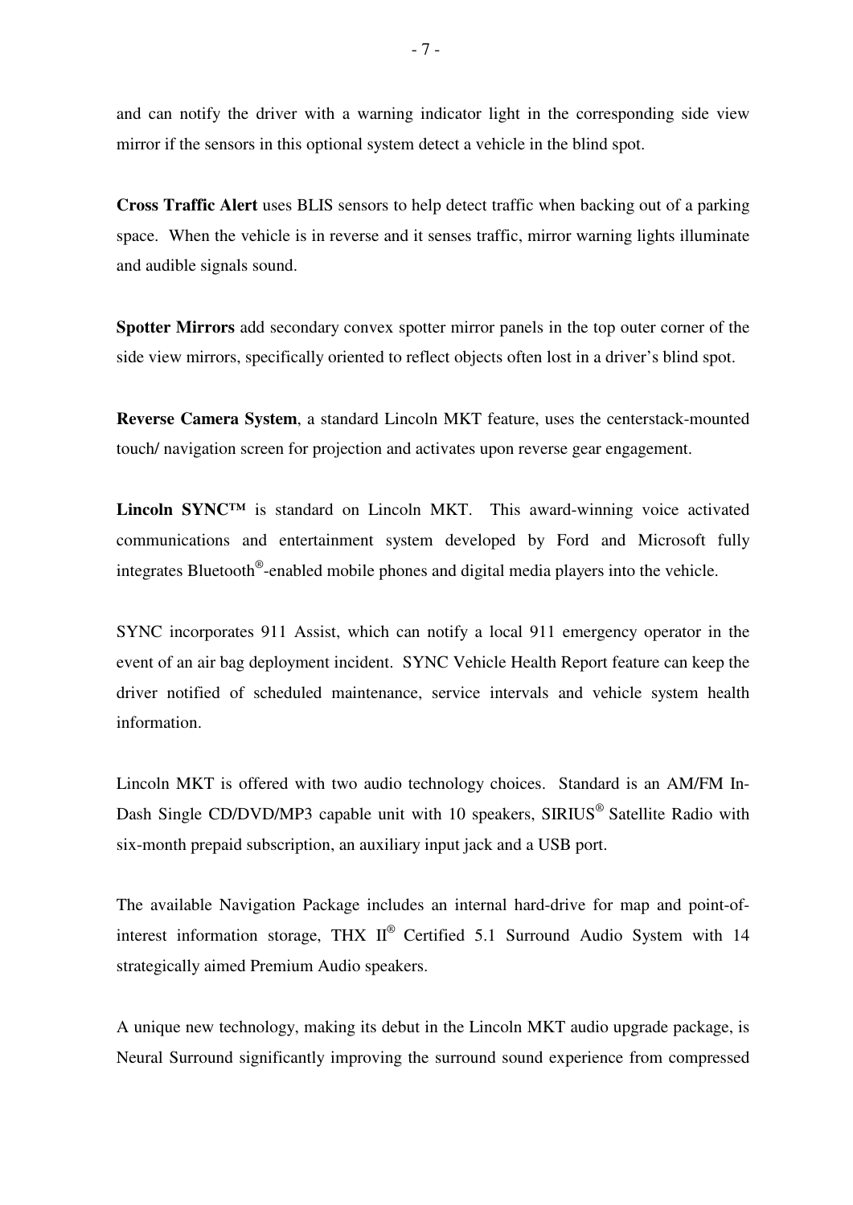and can notify the driver with a warning indicator light in the corresponding side view mirror if the sensors in this optional system detect a vehicle in the blind spot.

**Cross Traffic Alert** uses BLIS sensors to help detect traffic when backing out of a parking space. When the vehicle is in reverse and it senses traffic, mirror warning lights illuminate and audible signals sound.

**Spotter Mirrors** add secondary convex spotter mirror panels in the top outer corner of the side view mirrors, specifically oriented to reflect objects often lost in a driver's blind spot.

**Reverse Camera System**, a standard Lincoln MKT feature, uses the centerstack-mounted touch/ navigation screen for projection and activates upon reverse gear engagement.

**Lincoln SYNC™** is standard on Lincoln MKT. This award-winning voice activated communications and entertainment system developed by Ford and Microsoft fully integrates Bluetooth®-enabled mobile phones and digital media players into the vehicle.

SYNC incorporates 911 Assist, which can notify a local 911 emergency operator in the event of an air bag deployment incident. SYNC Vehicle Health Report feature can keep the driver notified of scheduled maintenance, service intervals and vehicle system health information.

Lincoln MKT is offered with two audio technology choices. Standard is an AM/FM In-Dash Single CD/DVD/MP3 capable unit with 10 speakers, SIRIUS® Satellite Radio with six-month prepaid subscription, an auxiliary input jack and a USB port.

The available Navigation Package includes an internal hard-drive for map and point-of-interest information storage, THX II® Certified 5.1 Surround Audio System with 14 strategically aimed Premium Audio speakers.

A unique new technology, making its debut in the Lincoln MKT audio upgrade package, is Neural Surround significantly improving the surround sound experience from compressed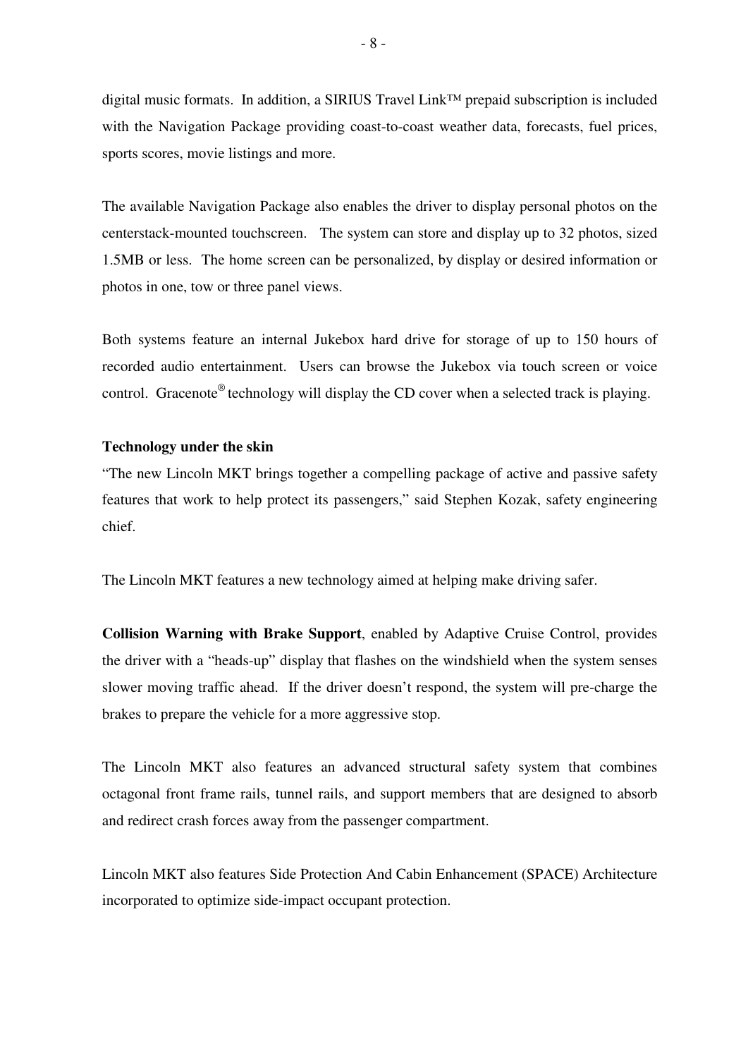digital music formats. In addition, a SIRIUS Travel Link™ prepaid subscription is included with the Navigation Package providing coast-to-coast weather data, forecasts, fuel prices, sports scores, movie listings and more.

The available Navigation Package also enables the driver to display personal photos on the centerstack-mounted touchscreen. The system can store and display up to 32 photos, sized 1.5MB or less. The home screen can be personalized, by display or desired information or photos in one, tow or three panel views.

Both systems feature an internal Jukebox hard drive for storage of up to 150 hours of recorded audio entertainment. Users can browse the Jukebox via touch screen or voice control. Gracenote® technology will display the CD cover when a selected track is playing.

**Technology under the skin**

"The new Lincoln MKT brings together a compelling package of active and passive safety features that work to help protect its passengers," said Stephen Kozak, safety engineering chief.

The Lincoln MKT features a new technology aimed at helping make driving safer.

**Collision Warning with Brake Support**, enabled by Adaptive Cruise Control, provides the driver with a "heads-up" display that flashes on the windshield when the system senses slower moving traffic ahead. If the driver doesn't respond, the system will pre-charge the brakes to prepare the vehicle for a more aggressive stop.

The Lincoln MKT also features an advanced structural safety system that combines octagonal front frame rails, tunnel rails, and support members that are designed to absorb and redirect crash forces away from the passenger compartment.

Lincoln MKT also features Side Protection And Cabin Enhancement (SPACE) Architecture incorporated to optimize side-impact occupant protection.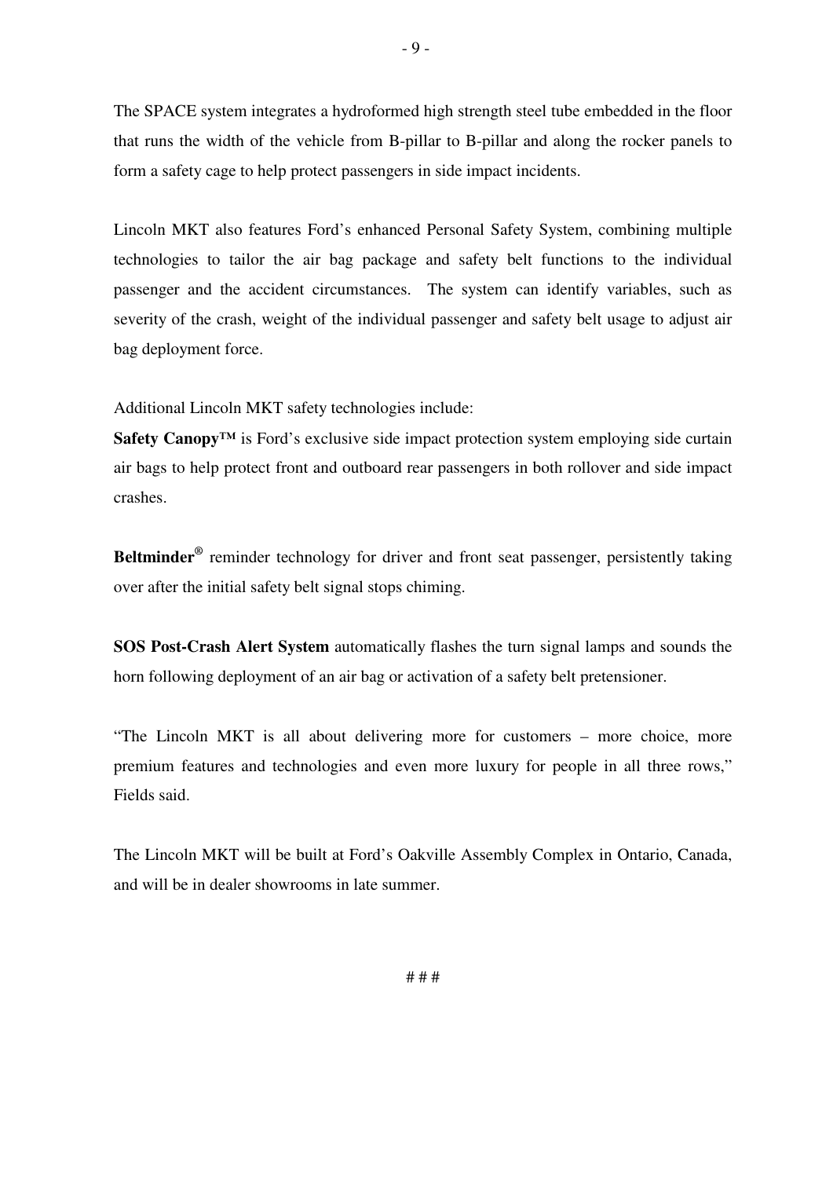The SPACE system integrates a hydroformed high strength steel tube embedded in the floor that runs the width of the vehicle from B-pillar to B-pillar and along the rocker panels to form a safety cage to help protect passengers in side impact incidents.

Lincoln MKT also features Ford's enhanced Personal Safety System, combining multiple technologies to tailor the air bag package and safety belt functions to the individual passenger and the accident circumstances. The system can identify variables, such as severity of the crash, weight of the individual passenger and safety belt usage to adjust air bag deployment force.

Additional Lincoln MKT safety technologies include:

**Safety Canopy™** is Ford's exclusive side impact protection system employing side curtain air bags to help protect front and outboard rear passengers in both rollover and side impact crashes.

**Beltminder®** reminder technology for driver and front seat passenger, persistently taking over after the initial safety belt signal stops chiming.

**SOS Post-Crash Alert System** automatically flashes the turn signal lamps and sounds the horn following deployment of an air bag or activation of a safety belt pretensioner.

"The Lincoln MKT is all about delivering more for customers – more choice, more premium features and technologies and even more luxury for people in all three rows," Fields said.

The Lincoln MKT will be built at Ford's Oakville Assembly Complex in Ontario, Canada, and will be in dealer showrooms in late summer.

# # #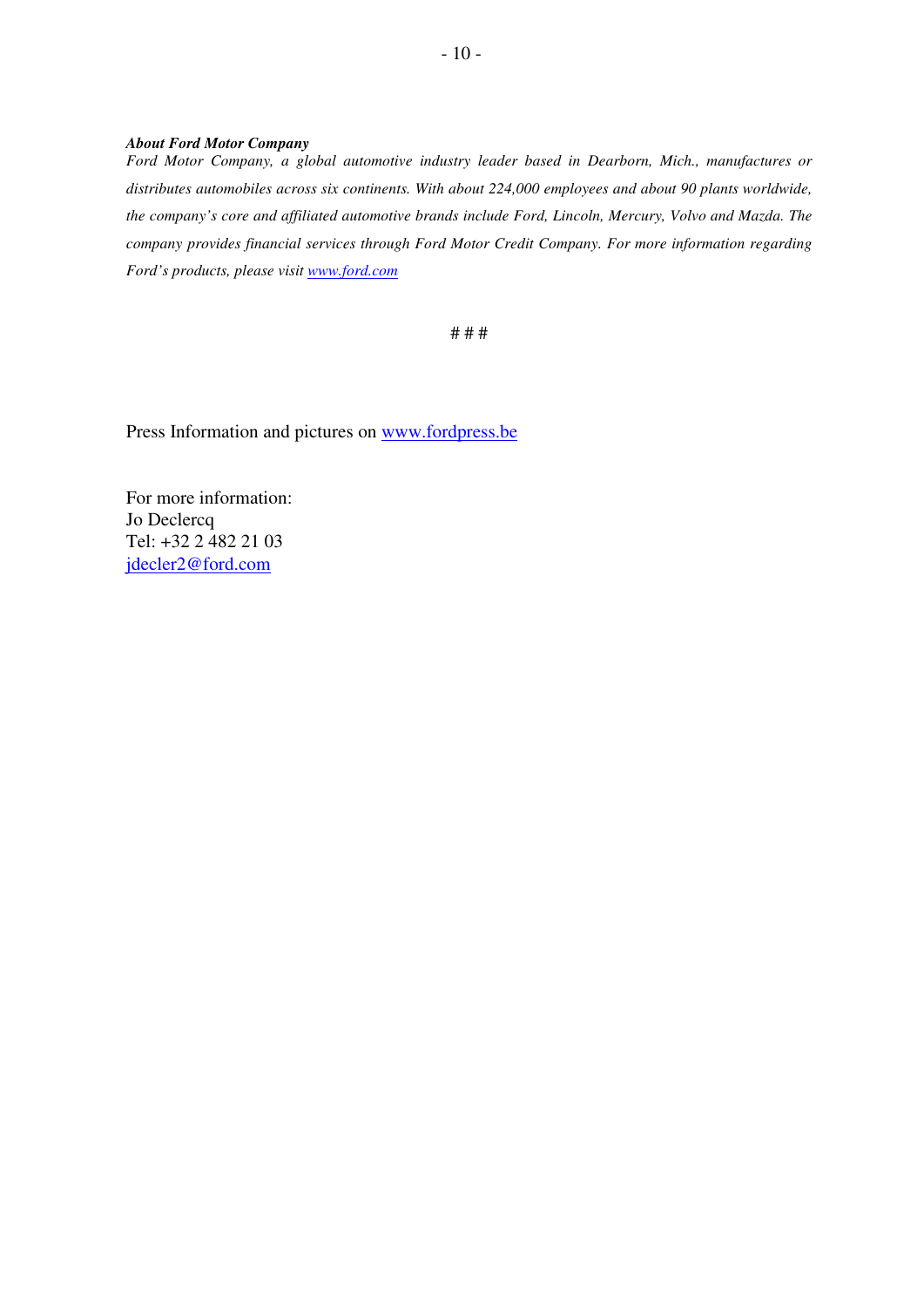***About Ford Motor Company***

*Ford Motor Company, a global automotive industry leader based in Dearborn, Mich., manufactures or distributes automobiles across six continents. With about 224,000 employees and about 90 plants worldwide, the company's core and affiliated automotive brands include Ford, Lincoln, Mercury, Volvo and Mazda. The company provides financial services through Ford Motor Credit Company. For more information regarding Ford's products, please visit [www.ford.com](http://www.ford.com)*

# # #

Press Information and pictures on [www.fordpress.be](http://www.fordpress.be)

For more information:
Jo Declercq
Tel: +32 2 482 21 03
[jdecler2@ford.com](mailto:jdecler2@ford.com)